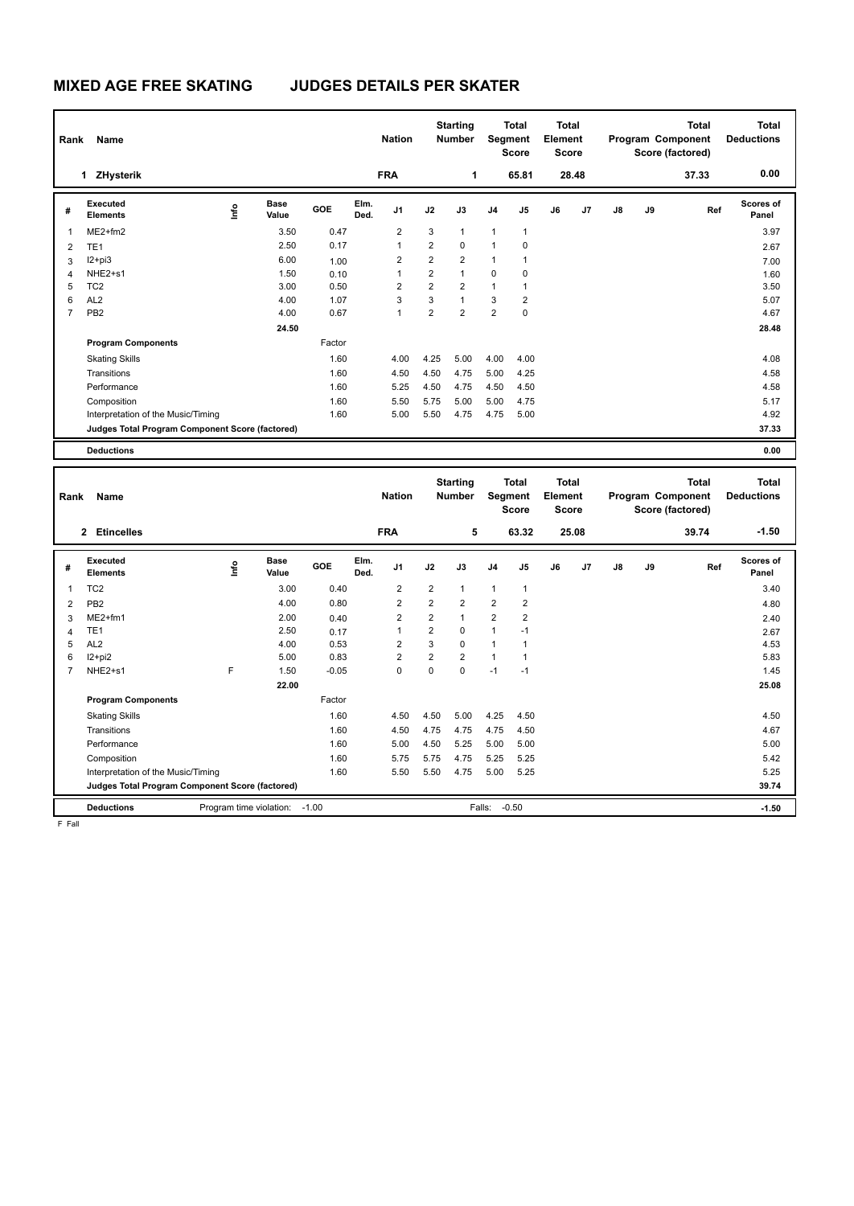# MIXED AGE FREE SKATING JUDGES DETAILS PER SKATER

| Rank | Name | Nation | Starting Number | Total Segment Score | Total Element Score | Total Program Component Score (factored) | Total Deductions |
|---|---|---|---|---|---|---|---|
| 1 | ZHysterik | FRA | 1 | 65.81 | 28.48 | 37.33 | 0.00 |

| # | Executed Elements | Info | Base Value | GOE | Elm. Ded. | J1 | J2 | J3 | J4 | J5 | J6 | J7 | J8 | J9 | Ref | Scores of Panel |
|---|---|---|---|---|---|---|---|---|---|---|---|---|---|---|---|---|
| 1 | ME2+fm2 | | 3.50 | 0.47 | | 2 | 3 | 1 | 1 | 1 | | | | | | 3.97 |
| 2 | TE1 | | 2.50 | 0.17 | | 1 | 2 | 0 | 1 | 0 | | | | | | 2.67 |
| 3 | I2+pi3 | | 6.00 | 1.00 | | 2 | 2 | 2 | 1 | 1 | | | | | | 7.00 |
| 4 | NHE2+s1 | | 1.50 | 0.10 | | 1 | 2 | 1 | 0 | 0 | | | | | | 1.60 |
| 5 | TC2 | | 3.00 | 0.50 | | 2 | 2 | 2 | 1 | 1 | | | | | | 3.50 |
| 6 | AL2 | | 4.00 | 1.07 | | 3 | 3 | 1 | 3 | 2 | | | | | | 5.07 |
| 7 | PB2 | | 4.00 | 0.67 | | 1 | 2 | 2 | 2 | 0 | | | | | | 4.67 |
| | | | 24.50 | | | | | | | | | | | | | 28.48 |

| Program Components | Factor | J1 | J2 | J3 | J4 | J5 | J6 | J7 | J8 | J9 | Scores of Panel |
|---|---|---|---|---|---|---|---|---|---|---|---|
| Skating Skills | 1.60 | 4.00 | 4.25 | 5.00 | 4.00 | 4.00 | | | | | 4.08 |
| Transitions | 1.60 | 4.50 | 4.50 | 4.75 | 5.00 | 4.25 | | | | | 4.58 |
| Performance | 1.60 | 5.25 | 4.50 | 4.75 | 4.50 | 4.50 | | | | | 4.58 |
| Composition | 1.60 | 5.50 | 5.75 | 5.00 | 5.00 | 4.75 | | | | | 5.17 |
| Interpretation of the Music/Timing | 1.60 | 5.00 | 5.50 | 4.75 | 4.75 | 5.00 | | | | | 4.92 |
| Judges Total Program Component Score (factored) | | | | | | | | | | | 37.33 |

| Deductions | | 0.00 |
|---|---|---|

| Rank | Name | Nation | Starting Number | Total Segment Score | Total Element Score | Total Program Component Score (factored) | Total Deductions |
|---|---|---|---|---|---|---|---|
| 2 | Etincelles | FRA | 5 | 63.32 | 25.08 | 39.74 | -1.50 |

| # | Executed Elements | Info | Base Value | GOE | Elm. Ded. | J1 | J2 | J3 | J4 | J5 | J6 | J7 | J8 | J9 | Ref | Scores of Panel |
|---|---|---|---|---|---|---|---|---|---|---|---|---|---|---|---|---|
| 1 | TC2 | | 3.00 | 0.40 | | 2 | 2 | 1 | 1 | 1 | | | | | | 3.40 |
| 2 | PB2 | | 4.00 | 0.80 | | 2 | 2 | 2 | 2 | 2 | | | | | | 4.80 |
| 3 | ME2+fm1 | | 2.00 | 0.40 | | 2 | 2 | 1 | 2 | 2 | | | | | | 2.40 |
| 4 | TE1 | | 2.50 | 0.17 | | 1 | 2 | 0 | 1 | -1 | | | | | | 2.67 |
| 5 | AL2 | | 4.00 | 0.53 | | 2 | 3 | 0 | 1 | 1 | | | | | | 4.53 |
| 6 | I2+pi2 | | 5.00 | 0.83 | | 2 | 2 | 2 | 1 | 1 | | | | | | 5.83 |
| 7 | NHE2+s1 | F | 1.50 | -0.05 | | 0 | 0 | 0 | -1 | -1 | | | | | | 1.45 |
| | | | 22.00 | | | | | | | | | | | | | 25.08 |

| Program Components | Factor | J1 | J2 | J3 | J4 | J5 | J6 | J7 | J8 | J9 | Scores of Panel |
|---|---|---|---|---|---|---|---|---|---|---|---|
| Skating Skills | 1.60 | 4.50 | 4.50 | 5.00 | 4.25 | 4.50 | | | | | 4.50 |
| Transitions | 1.60 | 4.50 | 4.75 | 4.75 | 4.75 | 4.50 | | | | | 4.67 |
| Performance | 1.60 | 5.00 | 4.50 | 5.25 | 5.00 | 5.00 | | | | | 5.00 |
| Composition | 1.60 | 5.75 | 5.75 | 4.75 | 5.25 | 5.25 | | | | | 5.42 |
| Interpretation of the Music/Timing | 1.60 | 5.50 | 5.50 | 4.75 | 5.00 | 5.25 | | | | | 5.25 |
| Judges Total Program Component Score (factored) | | | | | | | | | | | 39.74 |

| Deductions | Program time violation: -1.00 | Falls: -0.50 | -1.50 |
|---|---|---|---|

F Fall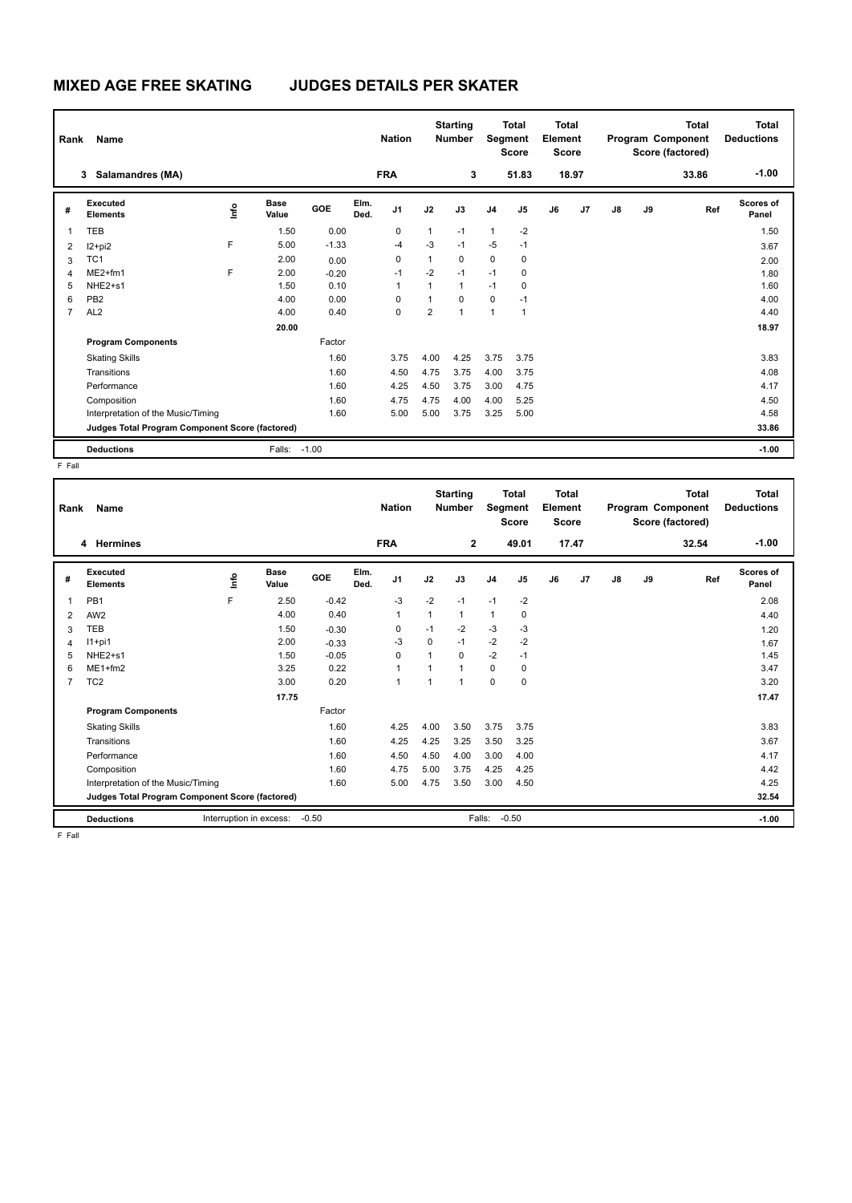# MIXED AGE FREE SKATING JUDGES DETAILS PER SKATER

| Rank | Name | Nation | Starting Number | Total Segment Score | Total Element Score | Total Program Component Score (factored) | Total Deductions |
|---|---|---|---|---|---|---|---|
| 3 | Salamandres (MA) | FRA | 3 | 51.83 | 18.97 | 33.86 | -1.00 |

| # | Executed Elements | Info | Base Value | GOE | Elm. Ded. | J1 | J2 | J3 | J4 | J5 | J6 | J7 | J8 | J9 | Ref | Scores of Panel |
|---|---|---|---|---|---|---|---|---|---|---|---|---|---|---|---|---|
| 1 | TEB | | 1.50 | 0.00 | | 0 | 1 | -1 | 1 | -2 | | | | | | 1.50 |
| 2 | I2+pi2 | F | 5.00 | -1.33 | | -4 | -3 | -1 | -5 | -1 | | | | | | 3.67 |
| 3 | TC1 | | 2.00 | 0.00 | | 0 | 1 | 0 | 0 | 0 | | | | | | 2.00 |
| 4 | ME2+fm1 | F | 2.00 | -0.20 | | -1 | -2 | -1 | -1 | 0 | | | | | | 1.80 |
| 5 | NHE2+s1 | | 1.50 | 0.10 | | 1 | 1 | 1 | -1 | 0 | | | | | | 1.60 |
| 6 | PB2 | | 4.00 | 0.00 | | 0 | 1 | 0 | 0 | -1 | | | | | | 4.00 |
| 7 | AL2 | | 4.00 | 0.40 | | 0 | 2 | 1 | 1 | 1 | | | | | | 4.40 |
| | | | 20.00 | | | | | | | | | | | | | 18.97 |
| | **Program Components** | | | Factor | | | | | | | | | | | | |
| | Skating Skills | | | 1.60 | | 3.75 | 4.00 | 4.25 | 3.75 | 3.75 | | | | | | 3.83 |
| | Transitions | | | 1.60 | | 4.50 | 4.75 | 3.75 | 4.00 | 3.75 | | | | | | 4.08 |
| | Performance | | | 1.60 | | 4.25 | 4.50 | 3.75 | 3.00 | 4.75 | | | | | | 4.17 |
| | Composition | | | 1.60 | | 4.75 | 4.75 | 4.00 | 4.00 | 5.25 | | | | | | 4.50 |
| | Interpretation of the Music/Timing | | | 1.60 | | 5.00 | 5.00 | 3.75 | 3.25 | 5.00 | | | | | | 4.58 |
| | **Judges Total Program Component Score (factored)** | | | | | | | | | | | | | | | 33.86 |
| | **Deductions** | | Falls: | -1.00 | | | | | | | | | | | | -1.00 |

F Fall

| Rank | Name | Nation | Starting Number | Total Segment Score | Total Element Score | Total Program Component Score (factored) | Total Deductions |
|---|---|---|---|---|---|---|---|
| 4 | Hermines | FRA | 2 | 49.01 | 17.47 | 32.54 | -1.00 |

| # | Executed Elements | Info | Base Value | GOE | Elm. Ded. | J1 | J2 | J3 | J4 | J5 | J6 | J7 | J8 | J9 | Ref | Scores of Panel |
|---|---|---|---|---|---|---|---|---|---|---|---|---|---|---|---|---|
| 1 | PB1 | F | 2.50 | -0.42 | | -3 | -2 | -1 | -1 | -2 | | | | | | 2.08 |
| 2 | AW2 | | 4.00 | 0.40 | | 1 | 1 | 1 | 1 | 0 | | | | | | 4.40 |
| 3 | TEB | | 1.50 | -0.30 | | 0 | -1 | -2 | -3 | -3 | | | | | | 1.20 |
| 4 | I1+pi1 | | 2.00 | -0.33 | | -3 | 0 | -1 | -2 | -2 | | | | | | 1.67 |
| 5 | NHE2+s1 | | 1.50 | -0.05 | | 0 | 1 | 0 | -2 | -1 | | | | | | 1.45 |
| 6 | ME1+fm2 | | 3.25 | 0.22 | | 1 | 1 | 1 | 0 | 0 | | | | | | 3.47 |
| 7 | TC2 | | 3.00 | 0.20 | | 1 | 1 | 1 | 0 | 0 | | | | | | 3.20 |
| | | | 17.75 | | | | | | | | | | | | | 17.47 |
| | **Program Components** | | | Factor | | | | | | | | | | | | |
| | Skating Skills | | | 1.60 | | 4.25 | 4.00 | 3.50 | 3.75 | 3.75 | | | | | | 3.83 |
| | Transitions | | | 1.60 | | 4.25 | 4.25 | 3.25 | 3.50 | 3.25 | | | | | | 3.67 |
| | Performance | | | 1.60 | | 4.50 | 4.50 | 4.00 | 3.00 | 4.00 | | | | | | 4.17 |
| | Composition | | | 1.60 | | 4.75 | 5.00 | 3.75 | 4.25 | 4.25 | | | | | | 4.42 |
| | Interpretation of the Music/Timing | | | 1.60 | | 5.00 | 4.75 | 3.50 | 3.00 | 4.50 | | | | | | 4.25 |
| | **Judges Total Program Component Score (factored)** | | | | | | | | | | | | | | | 32.54 |
| | **Deductions** | Interruption in excess: | | -0.50 | | | | Falls: | -0.50 | | | | | | | -1.00 |

F Fall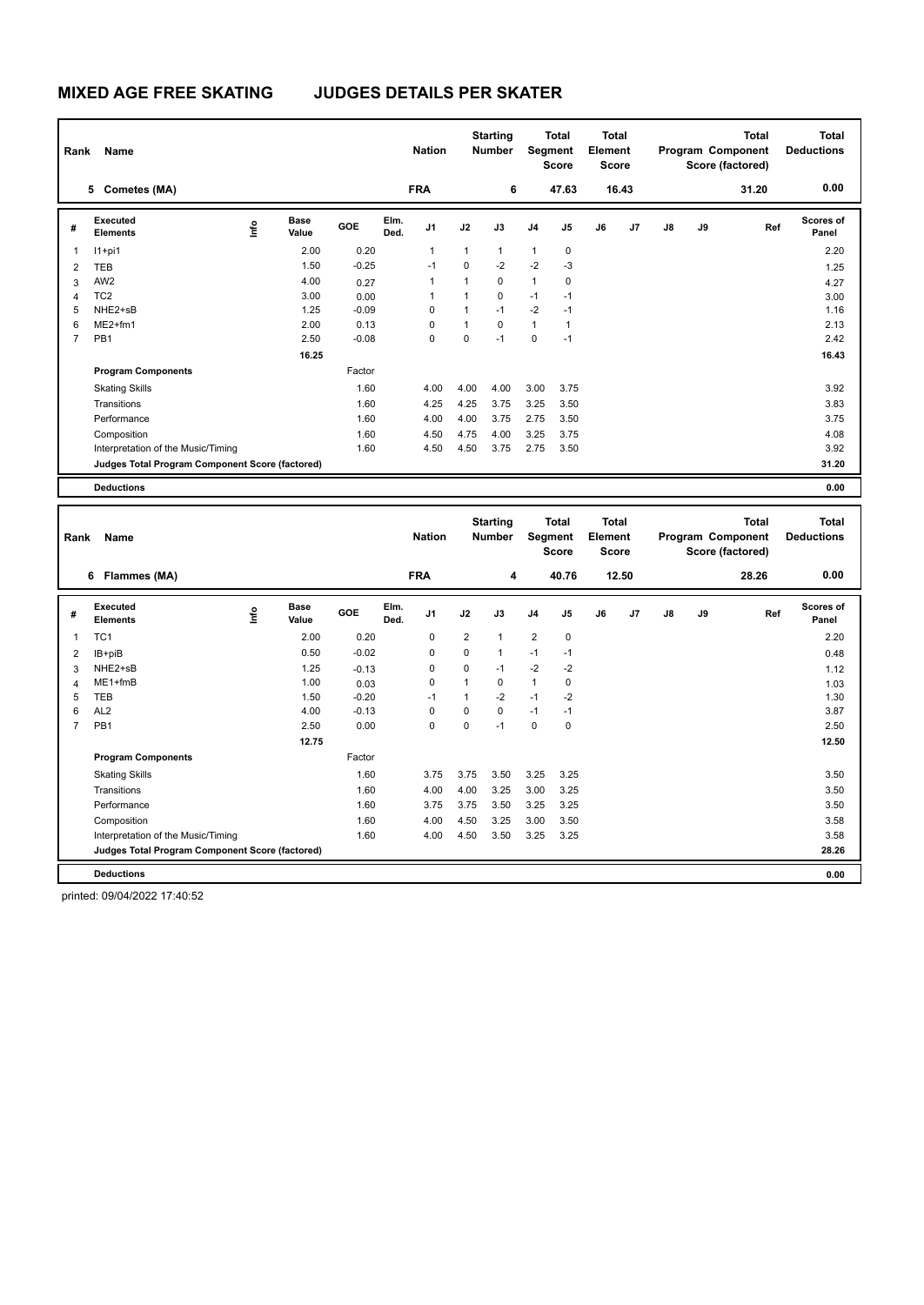# MIXED AGE FREE SKATING JUDGES DETAILS PER SKATER

| Rank | Name | Nation | Starting Number | Total Segment Score | Total Element Score | Total Program Component Score (factored) | Total Deductions |
|---|---|---|---|---|---|---|---|
| 5 | Cometes (MA) | FRA | 6 | 47.63 | 16.43 | 31.20 | 0.00 |

| # | Executed Elements | Info | Base Value | GOE | Elm. Ded. | J1 | J2 | J3 | J4 | J5 | J6 | J7 | J8 | J9 | Ref | Scores of Panel |
|---|---|---|---|---|---|---|---|---|---|---|---|---|---|---|---|---|
| 1 | I1+pi1 | | 2.00 | 0.20 | | 1 | 1 | 1 | 1 | 0 | | | | | | 2.20 |
| 2 | TEB | | 1.50 | -0.25 | | -1 | 0 | -2 | -2 | -3 | | | | | | 1.25 |
| 3 | AW2 | | 4.00 | 0.27 | | 1 | 1 | 0 | 1 | 0 | | | | | | 4.27 |
| 4 | TC2 | | 3.00 | 0.00 | | 1 | 1 | 0 | -1 | -1 | | | | | | 3.00 |
| 5 | NHE2+sB | | 1.25 | -0.09 | | 0 | 1 | -1 | -2 | -1 | | | | | | 1.16 |
| 6 | ME2+fm1 | | 2.00 | 0.13 | | 0 | 1 | 0 | 1 | 1 | | | | | | 2.13 |
| 7 | PB1 | | 2.50 | -0.08 | | 0 | 0 | -1 | 0 | -1 | | | | | | 2.42 |
| | | | 16.25 | | | | | | | | | | | | | 16.43 |
| | Program Components | | | Factor | | | | | | | | | | | | |
| | Skating Skills | | | 1.60 | | 4.00 | 4.00 | 4.00 | 3.00 | 3.75 | | | | | | 3.92 |
| | Transitions | | | 1.60 | | 4.25 | 4.25 | 3.75 | 3.25 | 3.50 | | | | | | 3.83 |
| | Performance | | | 1.60 | | 4.00 | 4.00 | 3.75 | 2.75 | 3.50 | | | | | | 3.75 |
| | Composition | | | 1.60 | | 4.50 | 4.75 | 4.00 | 3.25 | 3.75 | | | | | | 4.08 |
| | Interpretation of the Music/Timing | | | 1.60 | | 4.50 | 4.50 | 3.75 | 2.75 | 3.50 | | | | | | 3.92 |
| | Judges Total Program Component Score (factored) | | | | | | | | | | | | | | | 31.20 |
| | Deductions | | | | | | | | | | | | | | | 0.00 |

| Rank | Name | Nation | Starting Number | Total Segment Score | Total Element Score | Total Program Component Score (factored) | Total Deductions |
|---|---|---|---|---|---|---|---|
| 6 | Flammes (MA) | FRA | 4 | 40.76 | 12.50 | 28.26 | 0.00 |

| # | Executed Elements | Info | Base Value | GOE | Elm. Ded. | J1 | J2 | J3 | J4 | J5 | J6 | J7 | J8 | J9 | Ref | Scores of Panel |
|---|---|---|---|---|---|---|---|---|---|---|---|---|---|---|---|---|
| 1 | TC1 | | 2.00 | 0.20 | | 0 | 2 | 1 | 2 | 0 | | | | | | 2.20 |
| 2 | IB+piB | | 0.50 | -0.02 | | 0 | 0 | 1 | -1 | -1 | | | | | | 0.48 |
| 3 | NHE2+sB | | 1.25 | -0.13 | | 0 | 0 | -1 | -2 | -2 | | | | | | 1.12 |
| 4 | ME1+fmB | | 1.00 | 0.03 | | 0 | 1 | 0 | 1 | 0 | | | | | | 1.03 |
| 5 | TEB | | 1.50 | -0.20 | | -1 | 1 | -2 | -1 | -2 | | | | | | 1.30 |
| 6 | AL2 | | 4.00 | -0.13 | | 0 | 0 | 0 | -1 | -1 | | | | | | 3.87 |
| 7 | PB1 | | 2.50 | 0.00 | | 0 | 0 | -1 | 0 | 0 | | | | | | 2.50 |
| | | | 12.75 | | | | | | | | | | | | | 12.50 |
| | Program Components | | | Factor | | | | | | | | | | | | |
| | Skating Skills | | | 1.60 | | 3.75 | 3.75 | 3.50 | 3.25 | 3.25 | | | | | | 3.50 |
| | Transitions | | | 1.60 | | 4.00 | 4.00 | 3.25 | 3.00 | 3.25 | | | | | | 3.50 |
| | Performance | | | 1.60 | | 3.75 | 3.75 | 3.50 | 3.25 | 3.25 | | | | | | 3.50 |
| | Composition | | | 1.60 | | 4.00 | 4.50 | 3.25 | 3.00 | 3.50 | | | | | | 3.58 |
| | Interpretation of the Music/Timing | | | 1.60 | | 4.00 | 4.50 | 3.50 | 3.25 | 3.25 | | | | | | 3.58 |
| | Judges Total Program Component Score (factored) | | | | | | | | | | | | | | | 28.26 |
| | Deductions | | | | | | | | | | | | | | | 0.00 |

printed: 09/04/2022 17:40:52